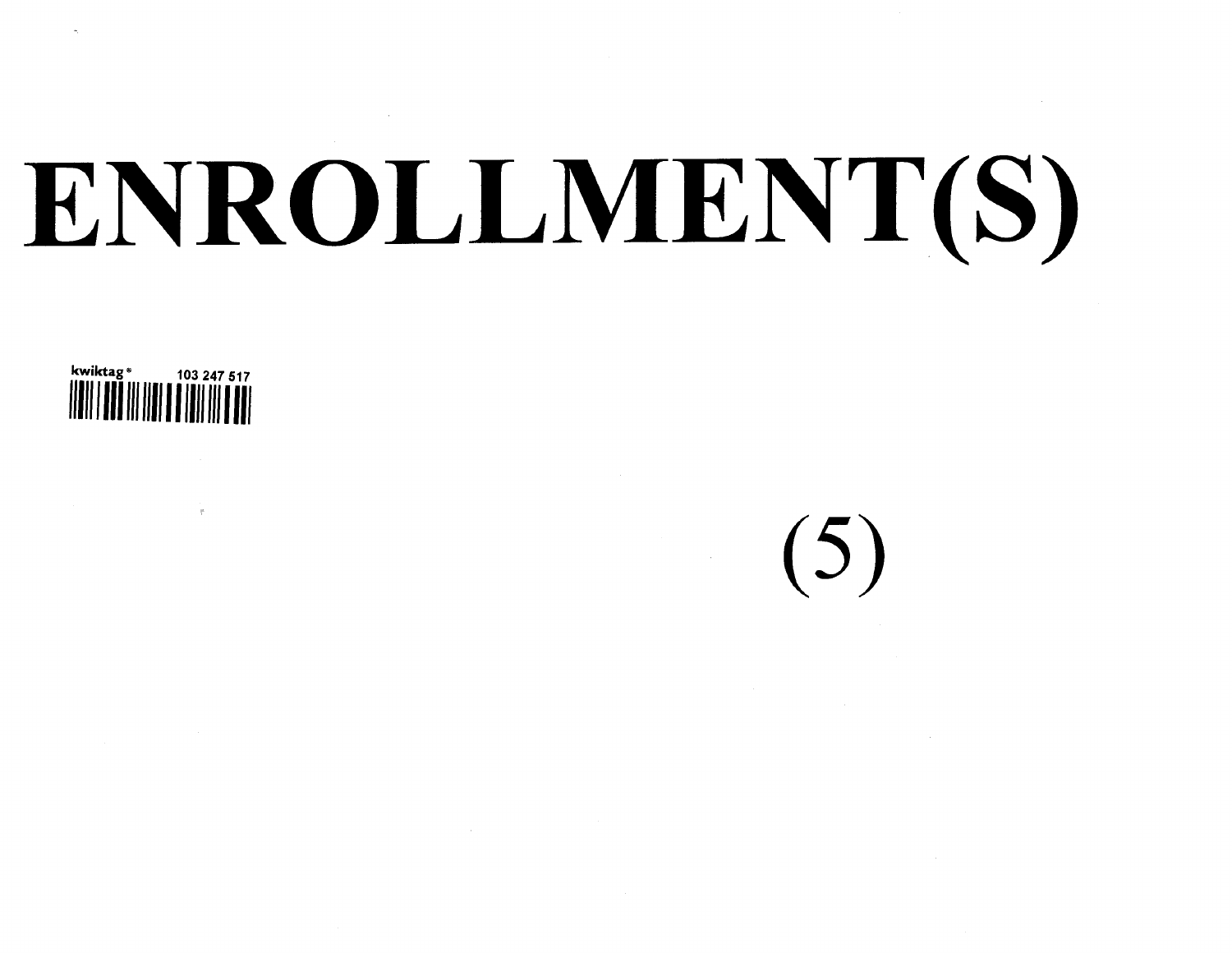# ENROLLMENT(S)

kwiktag® 103 247 517

(5)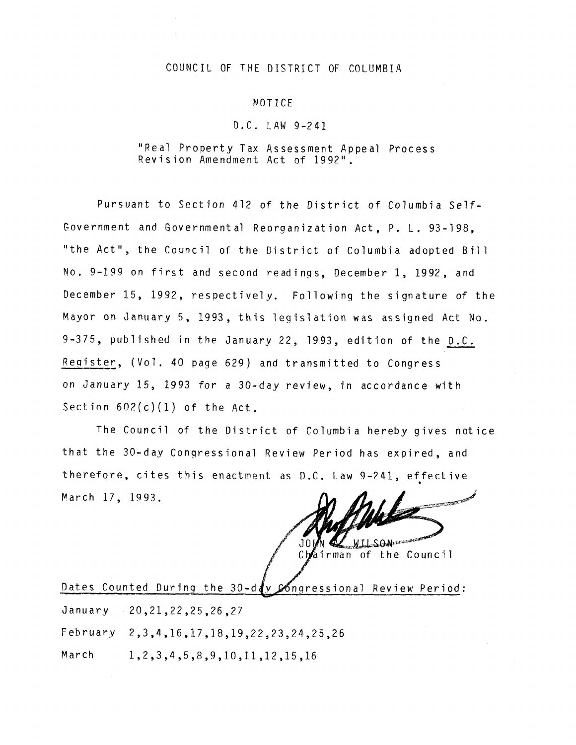COUNCIL OF THE DISTRICT OF COLUMBIA

NOTICE

D.C. LAW 9-241

"Real Property Tax Assessment Appeal Process Revision Amendment Act of 1992".

Pursuant to Section 412 of the District of Columbia Self-Government and Governmental Reorganization Act, P. L. 93-198, "the Act", the Council of the District of Columbia adopted Bill No. 9-199 on first and second readings, December 1, 1992, and December 15, 1992, respectively. Following the signature of the Mayor on January 5, 1993, this legislation was assigned Act No. 9-375, published in the January 22, 1993, edition of the D.C. Register, (Vol. 40 page 629) and transmitted to Congress on January 15, 1993 for a 30-day review, in accordance with Section 602(c)(1) of the Act.

The Council of the District of Columbia hereby gives notice that the 30-day Congressional Review Period has expired, and therefore, cites this enactment as D.C. Law 9-241, effective March 17, 1993.

JOHN A. WILSON
Chairman of the Council

Dates Counted During the 30-day Congressional Review Period:

January 20,21,22,25,26,27

February 2,3,4,16,17,18,19,22,23,24,25,26

March 1,2,3,4,5,8,9,10,11,12,15,16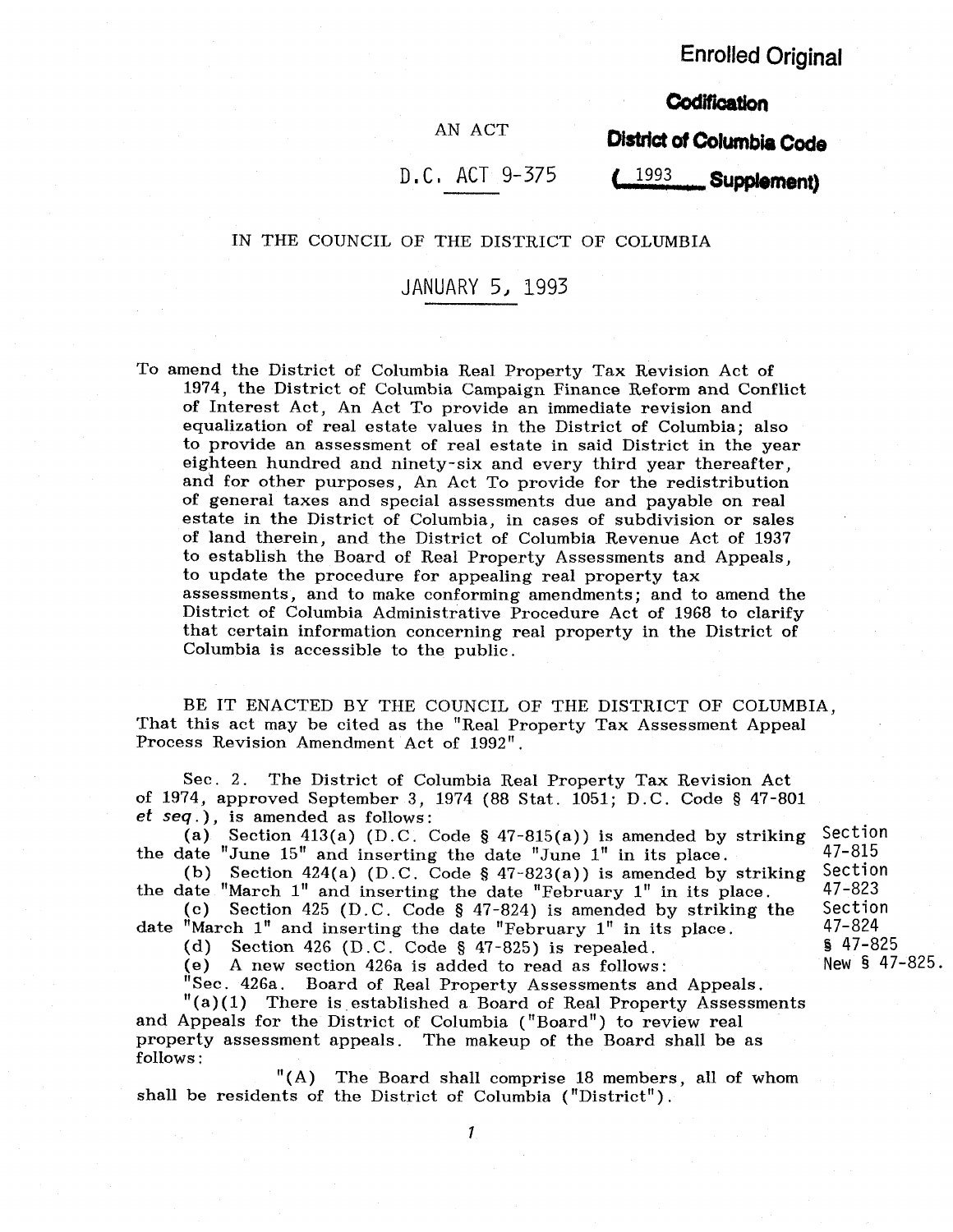Enrolled Original

**Codification**

**District of Columbia Code**

**(1993 Supplement)**

AN ACT

D.C. ACT 9-375

IN THE COUNCIL OF THE DISTRICT OF COLUMBIA

JANUARY 5, 1993

To amend the District of Columbia Real Property Tax Revision Act of 1974, the District of Columbia Campaign Finance Reform and Conflict of Interest Act, An Act To provide an immediate revision and equalization of real estate values in the District of Columbia; also to provide an assessment of real estate in said District in the year eighteen hundred and ninety-six and every third year thereafter, and for other purposes, An Act To provide for the redistribution of general taxes and special assessments due and payable on real estate in the District of Columbia, in cases of subdivision or sales of land therein, and the District of Columbia Revenue Act of 1937 to establish the Board of Real Property Assessments and Appeals, to update the procedure for appealing real property tax assessments, and to make conforming amendments; and to amend the District of Columbia Administrative Procedure Act of 1968 to clarify that certain information concerning real property in the District of Columbia is accessible to the public.

BE IT ENACTED BY THE COUNCIL OF THE DISTRICT OF COLUMBIA, That this act may be cited as the "Real Property Tax Assessment Appeal Process Revision Amendment Act of 1992".

Sec. 2. The District of Columbia Real Property Tax Revision Act of 1974, approved September 3, 1974 (88 Stat. 1051; D.C. Code § 47-801 *et seq.*), is amended as follows:

(a) Section 413(a) (D.C. Code § 47-815(a)) is amended by striking the date "June 15" and inserting the date "June 1" in its place. — Section 47-815

(b) Section 424(a) (D.C. Code § 47-823(a)) is amended by striking the date "March 1" and inserting the date "February 1" in its place. — Section 47-823

(c) Section 425 (D.C. Code § 47-824) is amended by striking the date "March 1" and inserting the date "February 1" in its place. — Section 47-824

(d) Section 426 (D.C. Code § 47-825) is repealed. — § 47-825

(e) A new section 426a is added to read as follows: — New § 47-825.

"Sec. 426a. Board of Real Property Assessments and Appeals.

"(a)(1) There is established a Board of Real Property Assessments and Appeals for the District of Columbia ("Board") to review real property assessment appeals. The makeup of the Board shall be as follows:

"(A) The Board shall comprise 18 members, all of whom shall be residents of the District of Columbia ("District").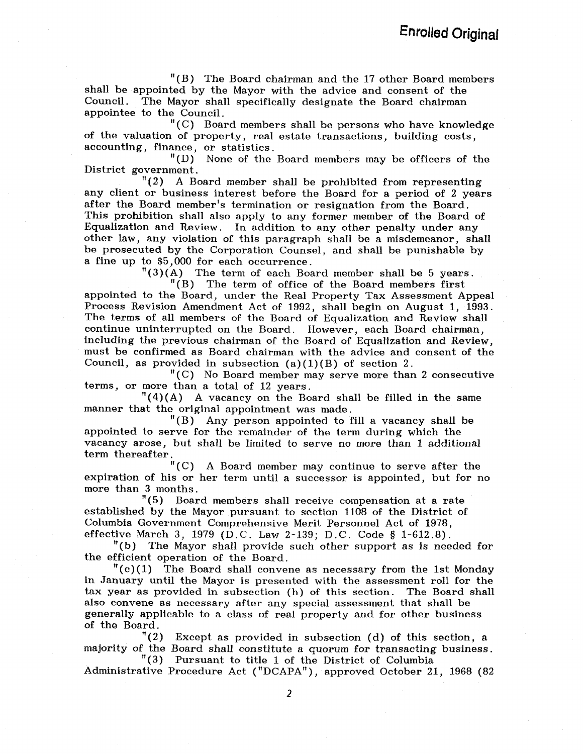"(B) The Board chairman and the 17 other Board members shall be appointed by the Mayor with the advice and consent of the Council. The Mayor shall specifically designate the Board chairman appointee to the Council.

"(C) Board members shall be persons who have knowledge of the valuation of property, real estate transactions, building costs, accounting, finance, or statistics.

"(D) None of the Board members may be officers of the District government.

"(2) A Board member shall be prohibited from representing any client or business interest before the Board for a period of 2 years after the Board member's termination or resignation from the Board. This prohibition shall also apply to any former member of the Board of Equalization and Review. In addition to any other penalty under any other law, any violation of this paragraph shall be a misdemeanor, shall be prosecuted by the Corporation Counsel, and shall be punishable by a fine up to $5,000 for each occurrence.

"(3)(A) The term of each Board member shall be 5 years.

"(B) The term of office of the Board members first appointed to the Board, under the Real Property Tax Assessment Appeal Process Revision Amendment Act of 1992, shall begin on August 1, 1993. The terms of all members of the Board of Equalization and Review shall continue uninterrupted on the Board. However, each Board chairman, including the previous chairman of the Board of Equalization and Review, must be confirmed as Board chairman with the advice and consent of the Council, as provided in subsection (a)(1)(B) of section 2.

"(C) No Board member may serve more than 2 consecutive terms, or more than a total of 12 years.

"(4)(A) A vacancy on the Board shall be filled in the same manner that the original appointment was made.

"(B) Any person appointed to fill a vacancy shall be appointed to serve for the remainder of the term during which the vacancy arose, but shall be limited to serve no more than 1 additional term thereafter.

"(C) A Board member may continue to serve after the expiration of his or her term until a successor is appointed, but for no more than 3 months.

"(5) Board members shall receive compensation at a rate established by the Mayor pursuant to section 1108 of the District of Columbia Government Comprehensive Merit Personnel Act of 1978, effective March 3, 1979 (D.C. Law 2-139; D.C. Code § 1-612.8).

"(b) The Mayor shall provide such other support as is needed for the efficient operation of the Board.

"(c)(1) The Board shall convene as necessary from the 1st Monday in January until the Mayor is presented with the assessment roll for the tax year as provided in subsection (h) of this section. The Board shall also convene as necessary after any special assessment that shall be generally applicable to a class of real property and for other business of the Board.

"(2) Except as provided in subsection (d) of this section, a majority of the Board shall constitute a quorum for transacting business.

"(3) Pursuant to title 1 of the District of Columbia Administrative Procedure Act ("DCAPA"), approved October 21, 1968 (82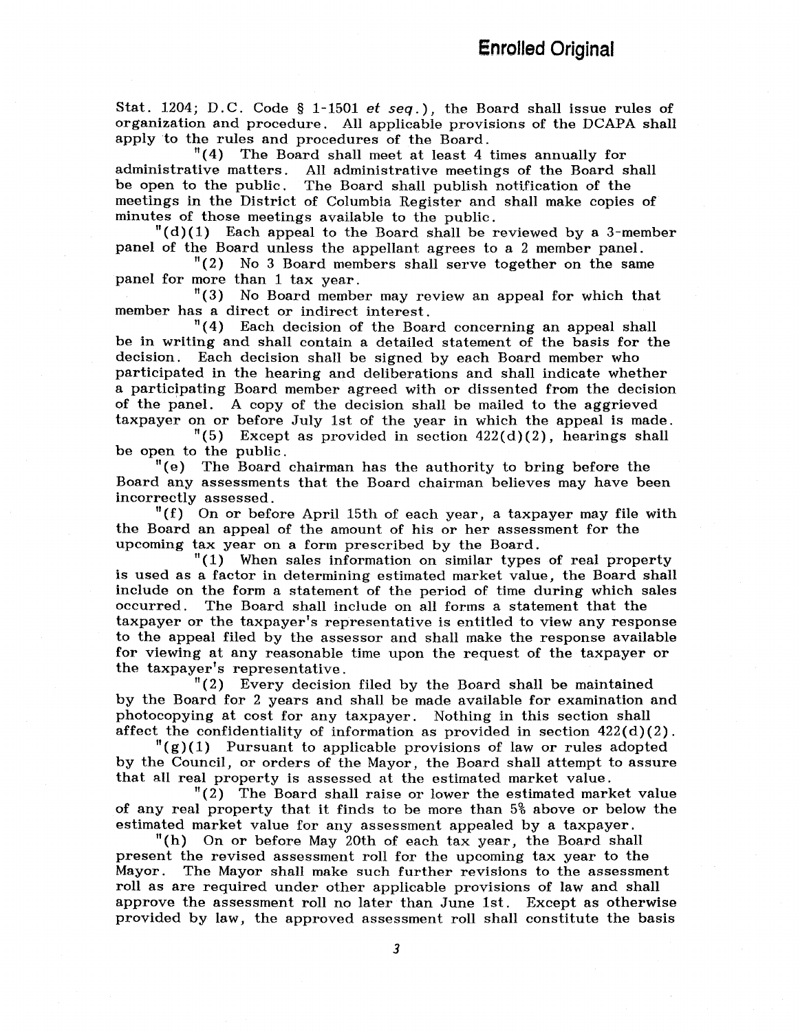Stat. 1204; D.C. Code § 1-1501 *et seq.*), the Board shall issue rules of organization and procedure. All applicable provisions of the DCAPA shall apply to the rules and procedures of the Board.

"(4) The Board shall meet at least 4 times annually for administrative matters. All administrative meetings of the Board shall be open to the public. The Board shall publish notification of the meetings in the District of Columbia Register and shall make copies of minutes of those meetings available to the public.

"(d)(1) Each appeal to the Board shall be reviewed by a 3-member panel of the Board unless the appellant agrees to a 2 member panel.

"(2) No 3 Board members shall serve together on the same panel for more than 1 tax year.

"(3) No Board member may review an appeal for which that member has a direct or indirect interest.

"(4) Each decision of the Board concerning an appeal shall be in writing and shall contain a detailed statement of the basis for the decision. Each decision shall be signed by each Board member who participated in the hearing and deliberations and shall indicate whether a participating Board member agreed with or dissented from the decision of the panel. A copy of the decision shall be mailed to the aggrieved taxpayer on or before July 1st of the year in which the appeal is made.

"(5) Except as provided in section 422(d)(2), hearings shall be open to the public.

"(e) The Board chairman has the authority to bring before the Board any assessments that the Board chairman believes may have been incorrectly assessed.

"(f) On or before April 15th of each year, a taxpayer may file with the Board an appeal of the amount of his or her assessment for the upcoming tax year on a form prescribed by the Board.

"(1) When sales information on similar types of real property is used as a factor in determining estimated market value, the Board shall include on the form a statement of the period of time during which sales occurred. The Board shall include on all forms a statement that the taxpayer or the taxpayer's representative is entitled to view any response to the appeal filed by the assessor and shall make the response available for viewing at any reasonable time upon the request of the taxpayer or the taxpayer's representative.

"(2) Every decision filed by the Board shall be maintained by the Board for 2 years and shall be made available for examination and photocopying at cost for any taxpayer. Nothing in this section shall affect the confidentiality of information as provided in section 422(d)(2).

"(g)(1) Pursuant to applicable provisions of law or rules adopted by the Council, or orders of the Mayor, the Board shall attempt to assure that all real property is assessed at the estimated market value.

"(2) The Board shall raise or lower the estimated market value of any real property that it finds to be more than 5% above or below the estimated market value for any assessment appealed by a taxpayer.

"(h) On or before May 20th of each tax year, the Board shall present the revised assessment roll for the upcoming tax year to the Mayor. The Mayor shall make such further revisions to the assessment roll as are required under other applicable provisions of law and shall approve the assessment roll no later than June 1st. Except as otherwise provided by law, the approved assessment roll shall constitute the basis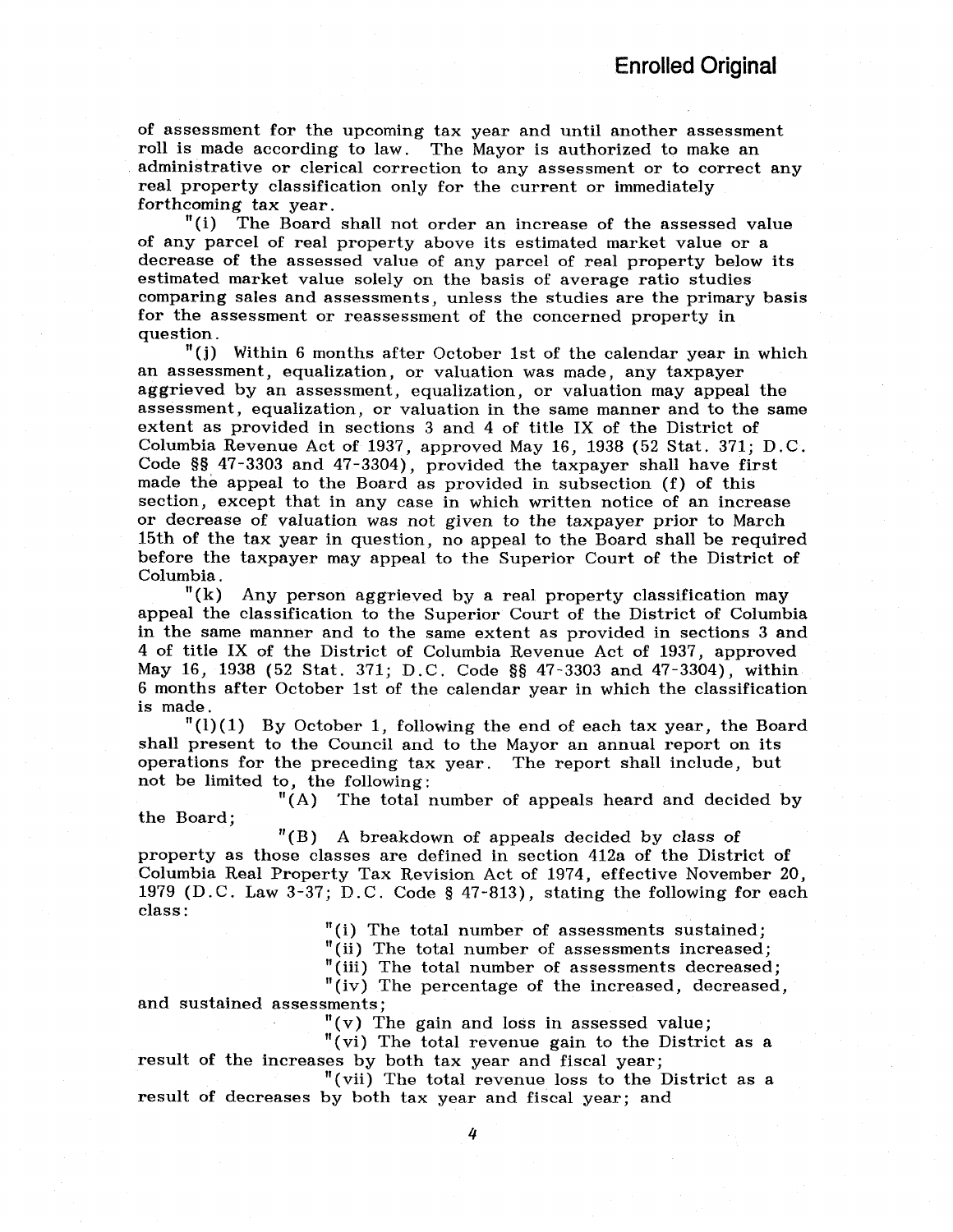of assessment for the upcoming tax year and until another assessment roll is made according to law. The Mayor is authorized to make an administrative or clerical correction to any assessment or to correct any real property classification only for the current or immediately forthcoming tax year.

"(i) The Board shall not order an increase of the assessed value of any parcel of real property above its estimated market value or a decrease of the assessed value of any parcel of real property below its estimated market value solely on the basis of average ratio studies comparing sales and assessments, unless the studies are the primary basis for the assessment or reassessment of the concerned property in question.

"(j) Within 6 months after October 1st of the calendar year in which an assessment, equalization, or valuation was made, any taxpayer aggrieved by an assessment, equalization, or valuation may appeal the assessment, equalization, or valuation in the same manner and to the same extent as provided in sections 3 and 4 of title IX of the District of Columbia Revenue Act of 1937, approved May 16, 1938 (52 Stat. 371; D.C. Code §§ 47-3303 and 47-3304), provided the taxpayer shall have first made the appeal to the Board as provided in subsection (f) of this section, except that in any case in which written notice of an increase or decrease of valuation was not given to the taxpayer prior to March 15th of the tax year in question, no appeal to the Board shall be required before the taxpayer may appeal to the Superior Court of the District of Columbia.

"(k) Any person aggrieved by a real property classification may appeal the classification to the Superior Court of the District of Columbia in the same manner and to the same extent as provided in sections 3 and 4 of title IX of the District of Columbia Revenue Act of 1937, approved May 16, 1938 (52 Stat. 371; D.C. Code §§ 47-3303 and 47-3304), within 6 months after October 1st of the calendar year in which the classification is made.

"(l)(1) By October 1, following the end of each tax year, the Board shall present to the Council and to the Mayor an annual report on its operations for the preceding tax year. The report shall include, but not be limited to, the following:

"(A) The total number of appeals heard and decided by the Board;

"(B) A breakdown of appeals decided by class of property as those classes are defined in section 412a of the District of Columbia Real Property Tax Revision Act of 1974, effective November 20, 1979 (D.C. Law 3-37; D.C. Code § 47-813), stating the following for each class:

"(i) The total number of assessments sustained;

"(ii) The total number of assessments increased;

"(iii) The total number of assessments decreased;

"(iv) The percentage of the increased, decreased, and sustained assessments;

"(v) The gain and loss in assessed value;

"(vi) The total revenue gain to the District as a result of the increases by both tax year and fiscal year;

"(vii) The total revenue loss to the District as a result of decreases by both tax year and fiscal year; and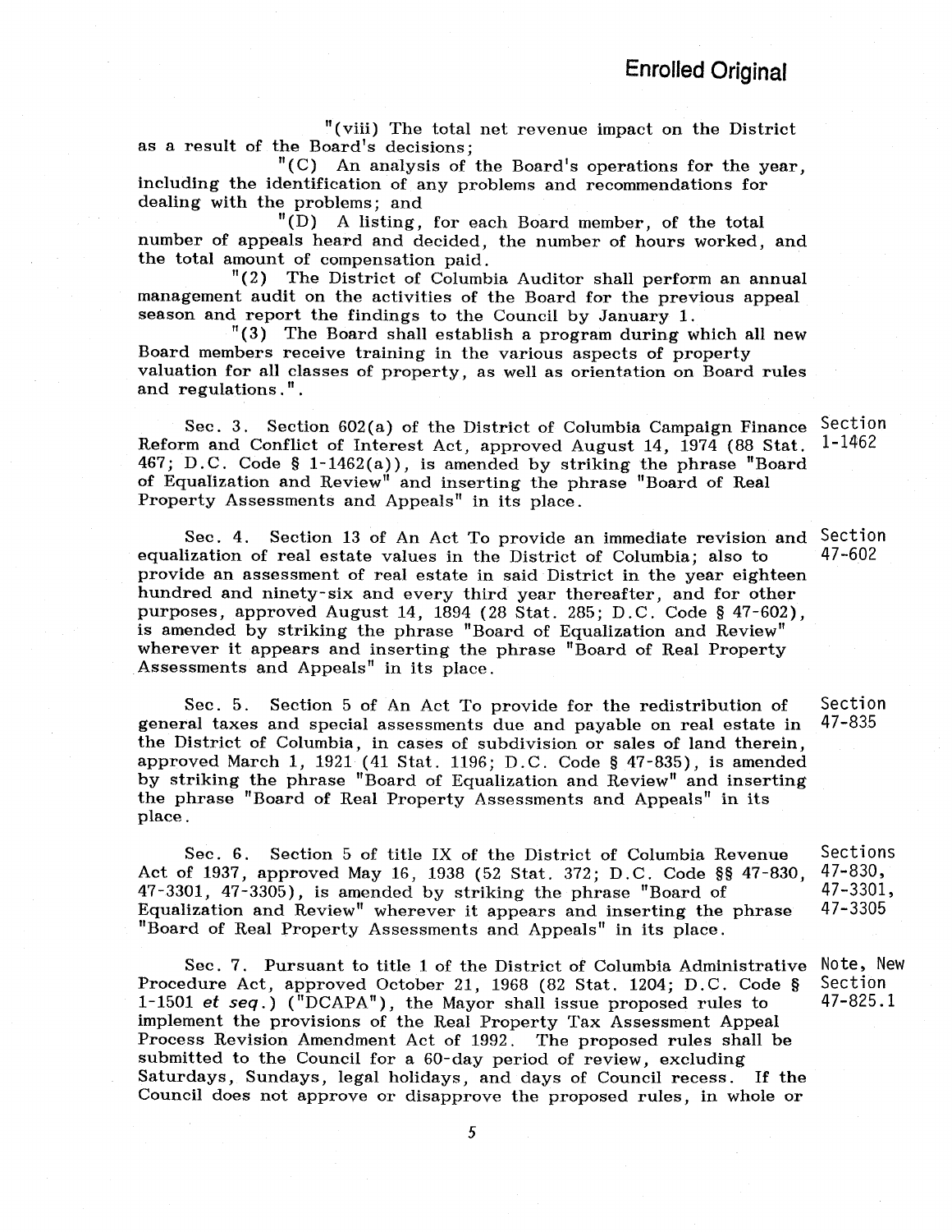"(viii) The total net revenue impact on the District as a result of the Board's decisions;

"(C) An analysis of the Board's operations for the year, including the identification of any problems and recommendations for dealing with the problems; and

"(D) A listing, for each Board member, of the total number of appeals heard and decided, the number of hours worked, and the total amount of compensation paid.

"(2) The District of Columbia Auditor shall perform an annual management audit on the activities of the Board for the previous appeal season and report the findings to the Council by January 1.

"(3) The Board shall establish a program during which all new Board members receive training in the various aspects of property valuation for all classes of property, as well as orientation on Board rules and regulations.".

Sec. 3. Section 602(a) of the District of Columbia Campaign Finance Reform and Conflict of Interest Act, approved August 14, 1974 (88 Stat. 467; D.C. Code § 1-1462(a)), is amended by striking the phrase "Board of Equalization and Review" and inserting the phrase "Board of Real Property Assessments and Appeals" in its place.

Section 1-1462

Sec. 4. Section 13 of An Act To provide an immediate revision and equalization of real estate values in the District of Columbia; also to provide an assessment of real estate in said District in the year eighteen hundred and ninety-six and every third year thereafter, and for other purposes, approved August 14, 1894 (28 Stat. 285; D.C. Code § 47-602), is amended by striking the phrase "Board of Equalization and Review" wherever it appears and inserting the phrase "Board of Real Property Assessments and Appeals" in its place.

Section 47-602

Sec. 5. Section 5 of An Act To provide for the redistribution of general taxes and special assessments due and payable on real estate in the District of Columbia, in cases of subdivision or sales of land therein, approved March 1, 1921 (41 Stat. 1196; D.C. Code § 47-835), is amended by striking the phrase "Board of Equalization and Review" and inserting the phrase "Board of Real Property Assessments and Appeals" in its place.

Section 47-835

Sec. 6. Section 5 of title IX of the District of Columbia Revenue Act of 1937, approved May 16, 1938 (52 Stat. 372; D.C. Code §§ 47-830, 47-3301, 47-3305), is amended by striking the phrase "Board of Equalization and Review" wherever it appears and inserting the phrase "Board of Real Property Assessments and Appeals" in its place.

Sections 47-830, 47-3301, 47-3305

Sec. 7. Pursuant to title 1 of the District of Columbia Administrative Procedure Act, approved October 21, 1968 (82 Stat. 1204; D.C. Code § 1-1501 *et seq.*) ("DCAPA"), the Mayor shall issue proposed rules to implement the provisions of the Real Property Tax Assessment Appeal Process Revision Amendment Act of 1992. The proposed rules shall be submitted to the Council for a 60-day period of review, excluding Saturdays, Sundays, legal holidays, and days of Council recess. If the Council does not approve or disapprove the proposed rules, in whole or

Note, New Section 47-825.1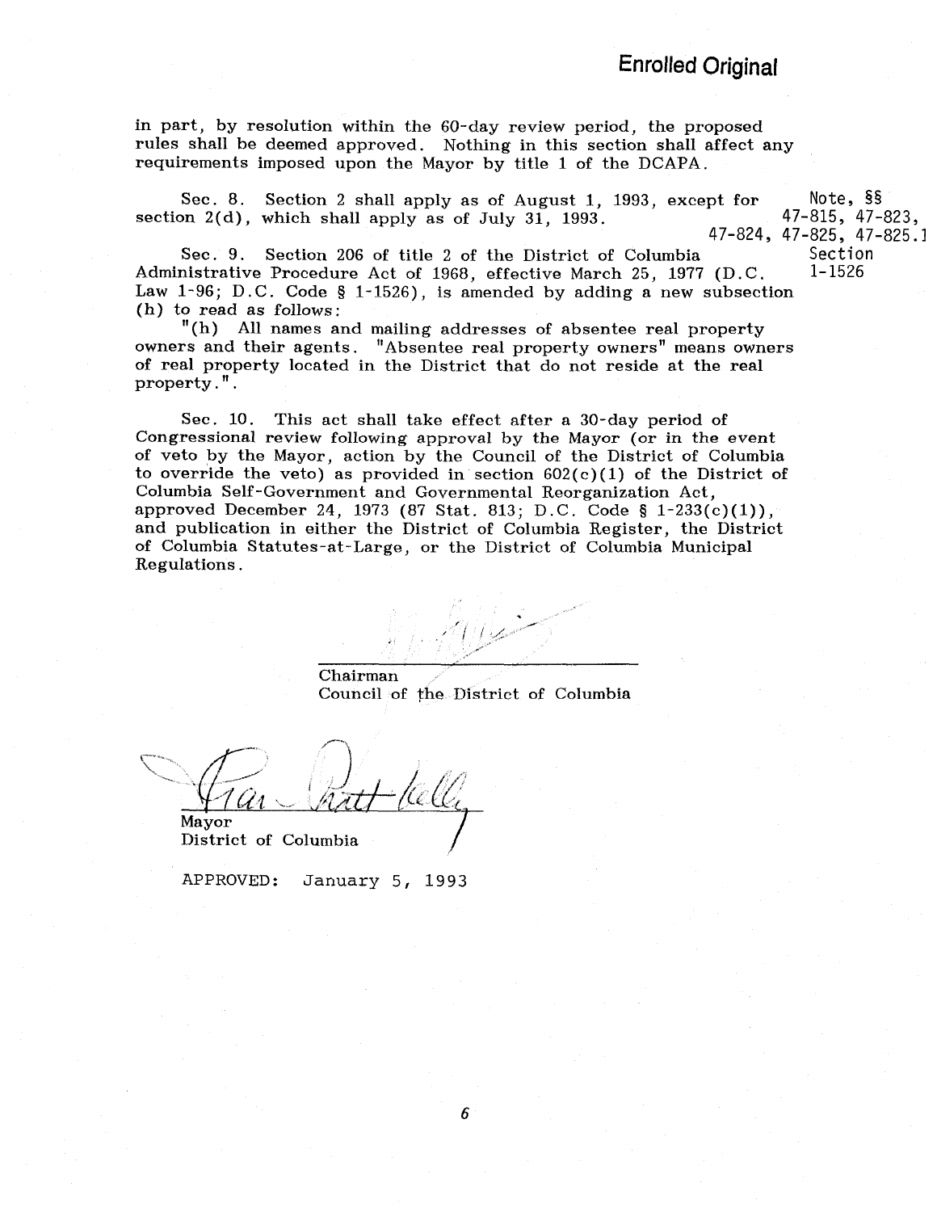**Enrolled Original**

in part, by resolution within the 60-day review period, the proposed rules shall be deemed approved. Nothing in this section shall affect any requirements imposed upon the Mayor by title 1 of the DCAPA.

Sec. 8. Section 2 shall apply as of August 1, 1993, except for section 2(d), which shall apply as of July 31, 1993.

Note, §§ 47-815, 47-823, 47-824, 47-825, 47-825.1

Sec. 9. Section 206 of title 2 of the District of Columbia Administrative Procedure Act of 1968, effective March 25, 1977 (D.C. Law 1-96; D.C. Code § 1-1526), is amended by adding a new subsection (h) to read as follows:

Section 1-1526

"(h) All names and mailing addresses of absentee real property owners and their agents. "Absentee real property owners" means owners of real property located in the District that do not reside at the real property.".

Sec. 10. This act shall take effect after a 30-day period of Congressional review following approval by the Mayor (or in the event of veto by the Mayor, action by the Council of the District of Columbia to override the veto) as provided in section 602(c)(1) of the District of Columbia Self-Government and Governmental Reorganization Act, approved December 24, 1973 (87 Stat. 813; D.C. Code § 1-233(c)(1)), and publication in either the District of Columbia Register, the District of Columbia Statutes-at-Large, or the District of Columbia Municipal Regulations.

Chairman
Council of the District of Columbia

Mayor
District of Columbia

APPROVED: January 5, 1993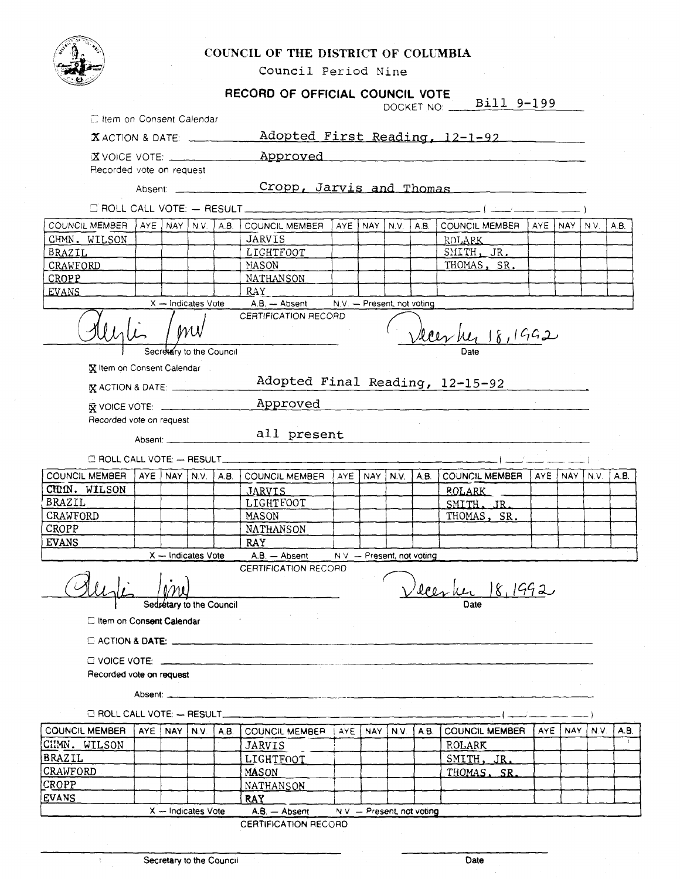# COUNCIL OF THE DISTRICT OF COLUMBIA

Council Period Nine

## RECORD OF OFFICIAL COUNCIL VOTE

DOCKET NO: Bill 9-199

☐ Item on Consent Calendar

☒ ACTION & DATE: Adopted First Reading, 12-1-92

☒ VOICE VOTE: Approved

Recorded vote on request

Absent: Cropp, Jarvis and Thomas

☐ ROLL CALL VOTE: — RESULT ______ ( ___/___ ___ ___ )

| COUNCIL MEMBER | AYE | NAY | N.V. | A.B. | COUNCIL MEMBER | AYE | NAY | N.V. | A.B. | COUNCIL MEMBER | AYE | NAY | N.V. | A.B. |
|---|---|---|---|---|---|---|---|---|---|---|---|---|---|---|
| CHMN. WILSON | | | | | JARVIS | | | | | ROLARK | | | | |
| BRAZIL | | | | | LIGHTFOOT | | | | | SMITH, JR. | | | | |
| CRAWFORD | | | | | MASON | | | | | THOMAS, SR. | | | | |
| CROPP | | | | | NATHANSON | | | | | | | | | |
| EVANS | | | | | RAY | | | | | | | | | |

X — Indicates Vote   A.B. — Absent   N.V. — Present, not voting

CERTIFICATION RECORD

Phyllis Jones
Secretary to the Council

December 18, 1992
Date

☒ Item on Consent Calendar

☒ ACTION & DATE: Adopted Final Reading, 12-15-92

☒ VOICE VOTE: Approved

Recorded vote on request

Absent: all present

☐ ROLL CALL VOTE: — RESULT ______ ( ___/___ ___ ___ )

| COUNCIL MEMBER | AYE | NAY | N.V. | A.B. | COUNCIL MEMBER | AYE | NAY | N.V. | A.B. | COUNCIL MEMBER | AYE | NAY | N.V. | A.B. |
|---|---|---|---|---|---|---|---|---|---|---|---|---|---|---|
| CHMN. WILSON | | | | | JARVIS | | | | | ROLARK | | | | |
| BRAZIL | | | | | LIGHTFOOT | | | | | SMITH, JR. | | | | |
| CRAWFORD | | | | | MASON | | | | | THOMAS, SR. | | | | |
| CROPP | | | | | NATHANSON | | | | | | | | | |
| EVANS | | | | | RAY | | | | | | | | | |

X — Indicates Vote   A.B. — Absent   N.V. — Present, not voting

CERTIFICATION RECORD

Phyllis Jones
Secretary to the Council

December 18, 1992
Date

☐ Item on Consent Calendar

☐ ACTION & DATE: ______

☐ VOICE VOTE: ______

Recorded vote on request

Absent: ______

☐ ROLL CALL VOTE: — RESULT ______ ( ___/___ ___ ___ )

| COUNCIL MEMBER | AYE | NAY | N.V. | A.B. | COUNCIL MEMBER | AYE | NAY | N.V. | A.B. | COUNCIL MEMBER | AYE | NAY | N.V. | A.B. |
|---|---|---|---|---|---|---|---|---|---|---|---|---|---|---|
| CHMN. WILSON | | | | | JARVIS | | | | | ROLARK | | | | |
| BRAZIL | | | | | LIGHTFOOT | | | | | SMITH, JR. | | | | |
| CRAWFORD | | | | | MASON | | | | | THOMAS, SR. | | | | |
| CROPP | | | | | NATHANSON | | | | | | | | | |
| EVANS | | | | | RAY | | | | | | | | | |

X — Indicates Vote   A.B. — Absent   N.V. — Present, not voting

CERTIFICATION RECORD

______
Secretary to the Council

______
Date